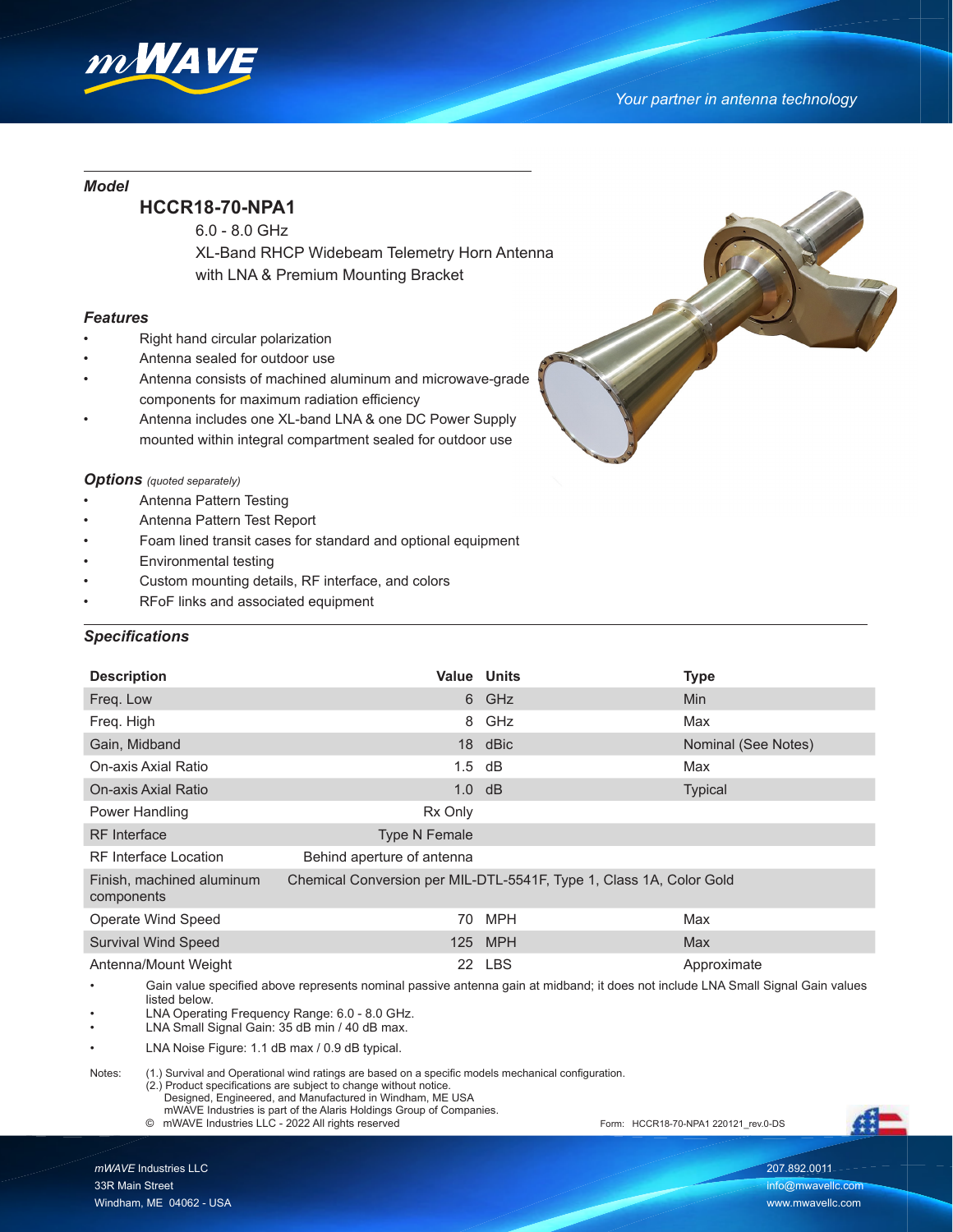# mWAVE

*Your partner in antenna technology*

***Model***

## HCCR18-70-NPA1

6.0 - 8.0 GHz
XL-Band RHCP Widebeam Telemetry Horn Antenna
with LNA & Premium Mounting Bracket

***Features***

- Right hand circular polarization
- Antenna sealed for outdoor use
- Antenna consists of machined aluminum and microwave-grade components for maximum radiation efficiency
- Antenna includes one XL-band LNA & one DC Power Supply mounted within integral compartment sealed for outdoor use

***Options*** *(quoted separately)*

- Antenna Pattern Testing
- Antenna Pattern Test Report
- Foam lined transit cases for standard and optional equipment
- Environmental testing
- Custom mounting details, RF interface, and colors
- RFoF links and associated equipment

***Specifications***

| Description | Value | Units | Type |
|---|---|---|---|
| Freq. Low | 6 | GHz | Min |
| Freq. High | 8 | GHz | Max |
| Gain, Midband | 18 | dBic | Nominal (See Notes) |
| On-axis Axial Ratio | 1.5 | dB | Max |
| On-axis Axial Ratio | 1.0 | dB | Typical |
| Power Handling | Rx Only | | |
| RF Interface | Type N Female | | |
| RF Interface Location | Behind aperture of antenna | | |
| Finish, machined aluminum components | Chemical Conversion per MIL-DTL-5541F, Type 1, Class 1A, Color Gold | | |
| Operate Wind Speed | 70 | MPH | Max |
| Survival Wind Speed | 125 | MPH | Max |
| Antenna/Mount Weight | 22 | LBS | Approximate |

- Gain value specified above represents nominal passive antenna gain at midband; it does not include LNA Small Signal Gain values listed below.
- LNA Operating Frequency Range: 6.0 - 8.0 GHz.
- LNA Small Signal Gain: 35 dB min / 40 dB max.
- LNA Noise Figure: 1.1 dB max / 0.9 dB typical.

Notes: (1.) Survival and Operational wind ratings are based on a specific models mechanical configuration.
(2.) Product specifications are subject to change without notice.
Designed, Engineered, and Manufactured in Windham, ME USA
mWAVE Industries is part of the Alaris Holdings Group of Companies.
© mWAVE Industries LLC - 2022 All rights reserved

Form: HCCR18-70-NPA1 220121_rev.0-DS

*mWAVE* Industries LLC
33R Main Street
Windham, ME 04062 - USA

207.892.0011
info@mwavellc.com
www.mwavellc.com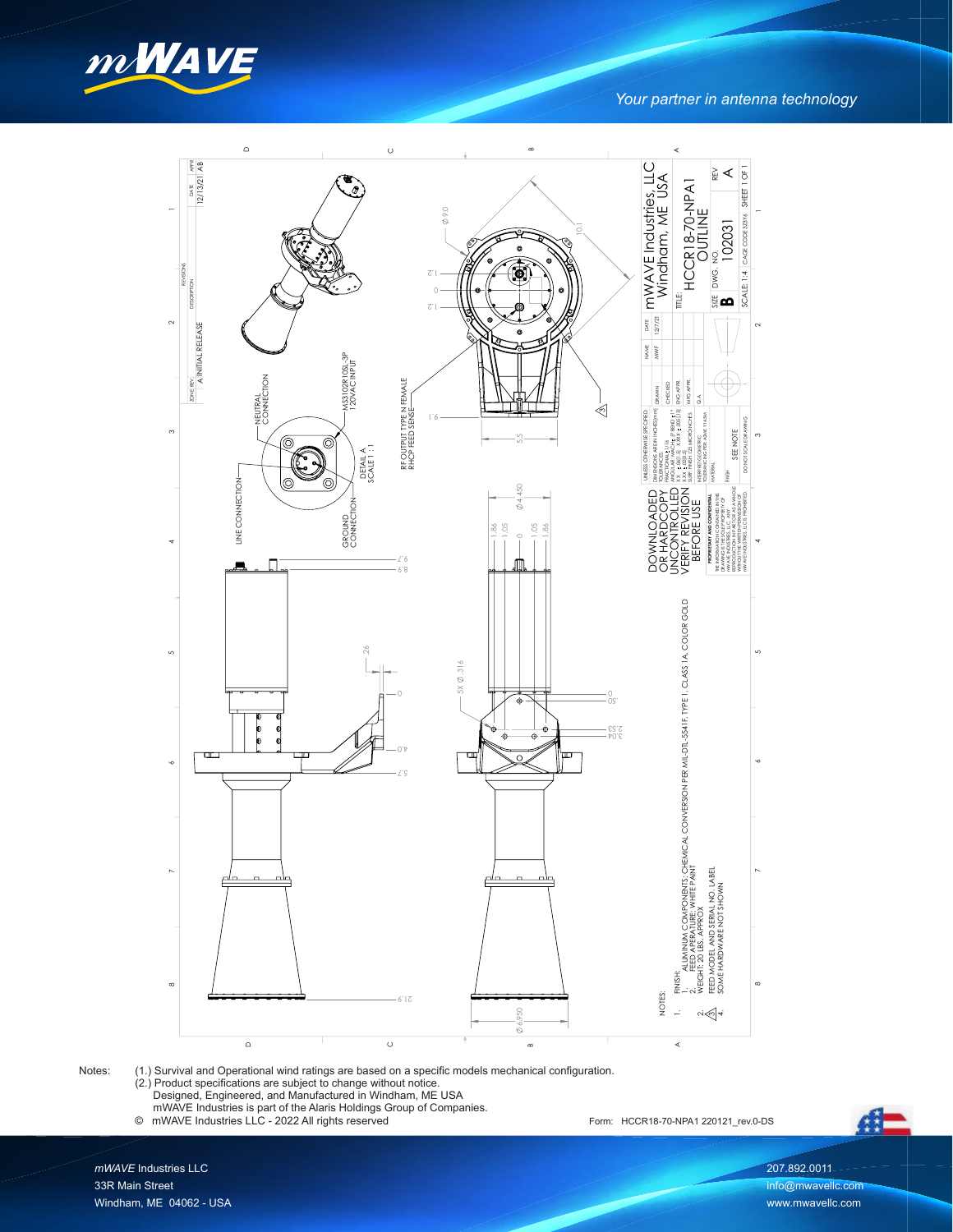mWAVE

Your partner in antenna technology

mWAVE Industries, LLC
Windham, ME USA

TITLE: HCCR18-70-NPA1 OUTLINE

SIZE B DWG. NO. 102031 REV A

SCALE: 1:4 CAGE CODE 3Z3Y6 SHEET 1 OF 1

REVISIONS

| ZONE | REV | DESCRIPTION | DATE | APPR |
|---|---|---|---|---|
| | A | INITIAL RELEASE | 12/13/21 | AB |

| | NAME | DATE |
|---|---|---|
| DRAWN | MWF | 12/7/21 |
| CHECKED | | |
| ENG APPR. | | |
| MFG APPR. | | |
| Q.A. | | |

UNLESS OTHERWISE SPECIFIED: DIMENSIONS ARE IN INCHES[mm] TOLERANCES: FRACTIONAL ± 1/16 ANGULAR: MACH ± .5° BEND ± 1° .XX ± .06[1.5] .XXX ± .030[.8] .XXXX ± .005[.13] 250/ FINISH: 125 MICROINCHES. INTERPRET GEOMETRIC TOLERANCING PER: ASME Y14.5M

MATERIAL

FINISH SEE NOTE

DO NOT SCALE DRAWING

DOWNLOADED OR HARDCOPY UNCONTROLLED VERIFY REVISION BEFORE USE

PROPRIETARY AND CONFIDENTIAL
THE INFORMATION CONTAINED IN THIS DRAWING IS THE SOLE PROPERTY OF MWAVE INDUSTRIES, LLC. ANY REPRODUCTION IN PART OR AS A WHOLE WITHOUT THE WRITTEN PERMISSION OF MWAVE INDUSTRIES, LLC IS PROHIBITED.

LINE CONNECTION

NEUTRAL CONNECTION

GROUND CONNECTION

MS3102R10SL-3P 120VAC INPUT

DETAIL A SCALE 1 : 1

RF OUTPUT TYPE N FEMALE RHCP FEED SENSE

Ø 9.0

10.1

1.2 0 1.2

9.1

5.5

Ø 4.450

1.86 1.05 0 1.05 1.86

9.7 8.9

.26

0

5X Ø .316

0 .50

2.53 3.04

4.0

5.7

21.9

Ø 6.950

3

NOTES:
1. FINISH:
   1. ALUMINUM COMPONENTS: CHEMICAL CONVERSION PER MIL-DTL-5541F, TYPE 1, CLASS 1A, COLOR GOLD
   2. FEED APERATURE: WHITE PAINT
2. WEIGHT: 20 LBS. APPROX
3. FEED MODEL AND SERIAL NO. LABEL
4. SOME HARDWARE NOT SHOWN

Notes: (1.) Survival and Operational wind ratings are based on a specific models mechanical configuration.
(2.) Product specifications are subject to change without notice.
Designed, Engineered, and Manufactured in Windham, ME USA
mWAVE Industries is part of the Alaris Holdings Group of Companies.
© mWAVE Industries LLC - 2022 All rights reserved

Form: HCCR18-70-NPA1 220121_rev.0-DS

*mWAVE* Industries LLC
33R Main Street
Windham, ME 04062 - USA

207.892.0011
info@mwavellc.com
www.mwavellc.com